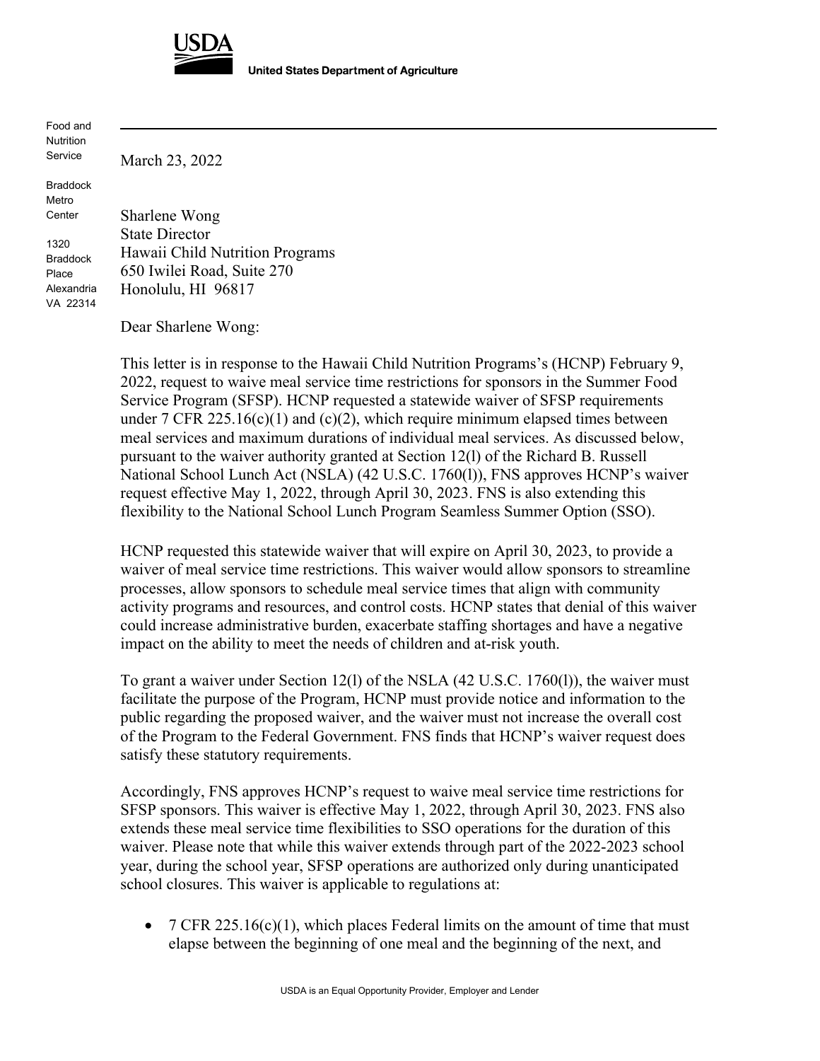**USDA**

**United States Department of Agriculture**

Food and Nutrition Service

Braddock Metro Center

1320 Braddock Place
Alexandria VA 22314

March 23, 2022

Sharlene Wong
State Director
Hawaii Child Nutrition Programs
650 Iwilei Road, Suite 270
Honolulu, HI 96817

Dear Sharlene Wong:

This letter is in response to the Hawaii Child Nutrition Programs's (HCNP) February 9, 2022, request to waive meal service time restrictions for sponsors in the Summer Food Service Program (SFSP). HCNP requested a statewide waiver of SFSP requirements under 7 CFR 225.16(c)(1) and (c)(2), which require minimum elapsed times between meal services and maximum durations of individual meal services. As discussed below, pursuant to the waiver authority granted at Section 12(l) of the Richard B. Russell National School Lunch Act (NSLA) (42 U.S.C. 1760(l)), FNS approves HCNP's waiver request effective May 1, 2022, through April 30, 2023. FNS is also extending this flexibility to the National School Lunch Program Seamless Summer Option (SSO).

HCNP requested this statewide waiver that will expire on April 30, 2023, to provide a waiver of meal service time restrictions. This waiver would allow sponsors to streamline processes, allow sponsors to schedule meal service times that align with community activity programs and resources, and control costs. HCNP states that denial of this waiver could increase administrative burden, exacerbate staffing shortages and have a negative impact on the ability to meet the needs of children and at-risk youth.

To grant a waiver under Section 12(l) of the NSLA (42 U.S.C. 1760(l)), the waiver must facilitate the purpose of the Program, HCNP must provide notice and information to the public regarding the proposed waiver, and the waiver must not increase the overall cost of the Program to the Federal Government. FNS finds that HCNP's waiver request does satisfy these statutory requirements.

Accordingly, FNS approves HCNP's request to waive meal service time restrictions for SFSP sponsors. This waiver is effective May 1, 2022, through April 30, 2023. FNS also extends these meal service time flexibilities to SSO operations for the duration of this waiver. Please note that while this waiver extends through part of the 2022-2023 school year, during the school year, SFSP operations are authorized only during unanticipated school closures. This waiver is applicable to regulations at:

- 7 CFR 225.16(c)(1), which places Federal limits on the amount of time that must elapse between the beginning of one meal and the beginning of the next, and

USDA is an Equal Opportunity Provider, Employer and Lender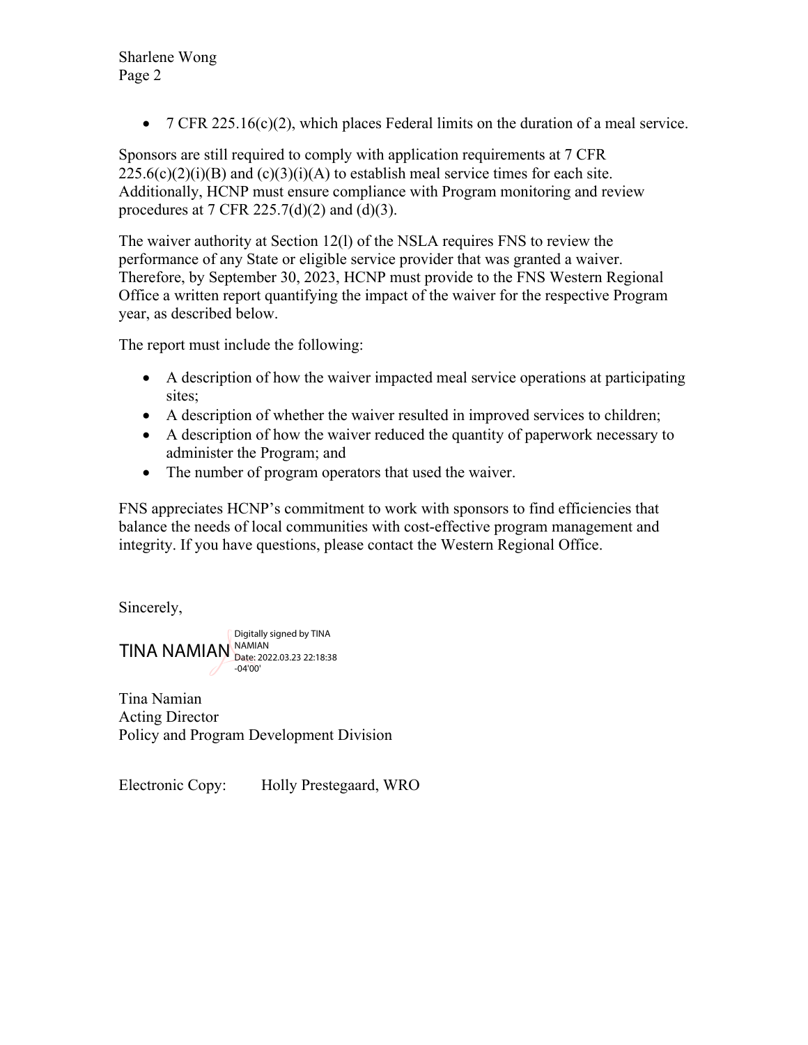- 7 CFR 225.16(c)(2), which places Federal limits on the duration of a meal service.

Sponsors are still required to comply with application requirements at 7 CFR 225.6(c)(2)(i)(B) and (c)(3)(i)(A) to establish meal service times for each site. Additionally, HCNP must ensure compliance with Program monitoring and review procedures at 7 CFR 225.7(d)(2) and (d)(3).

The waiver authority at Section 12(l) of the NSLA requires FNS to review the performance of any State or eligible service provider that was granted a waiver. Therefore, by September 30, 2023, HCNP must provide to the FNS Western Regional Office a written report quantifying the impact of the waiver for the respective Program year, as described below.

The report must include the following:

- A description of how the waiver impacted meal service operations at participating sites;
- A description of whether the waiver resulted in improved services to children;
- A description of how the waiver reduced the quantity of paperwork necessary to administer the Program; and
- The number of program operators that used the waiver.

FNS appreciates HCNP's commitment to work with sponsors to find efficiencies that balance the needs of local communities with cost-effective program management and integrity. If you have questions, please contact the Western Regional Office.

Sincerely,

TINA NAMIAN Digitally signed by TINA NAMIAN Date: 2022.03.23 22:18:38 -04'00'

Tina Namian
Acting Director
Policy and Program Development Division

Electronic Copy: Holly Prestegaard, WRO